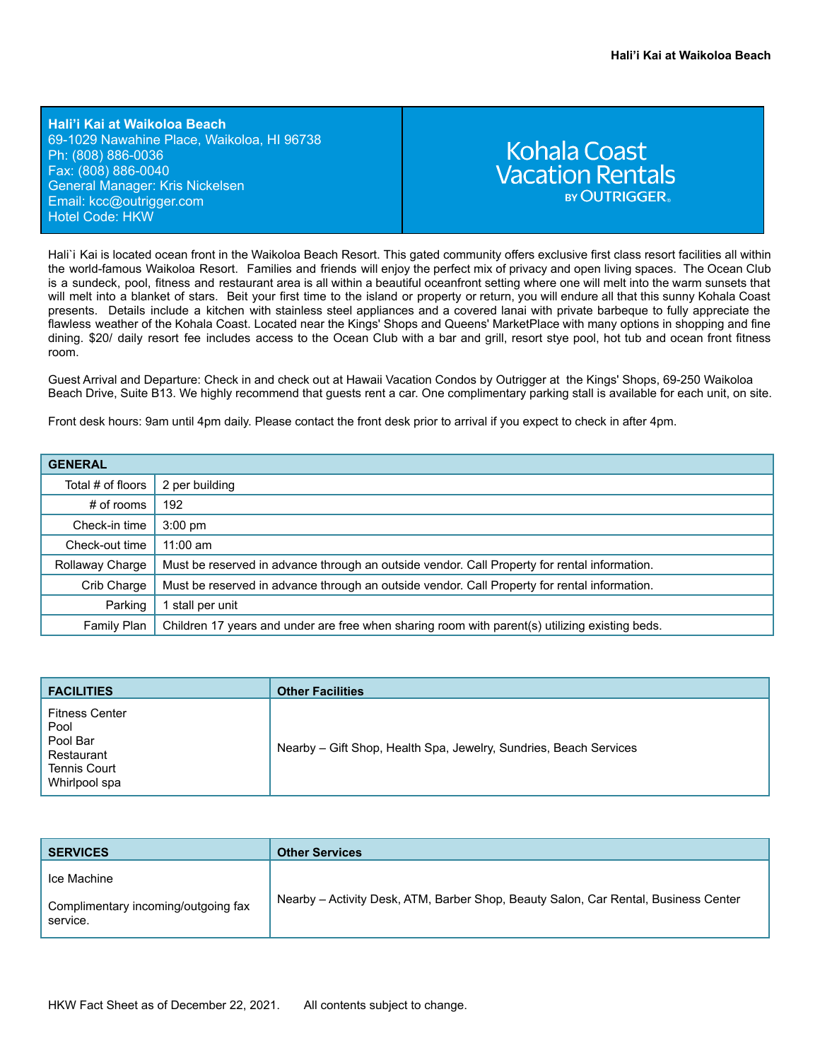| **Hali'i Kai at Waikoloa Beach**<br>69-1029 Nawahine Place, Waikoloa, HI 96738<br>Ph: (808) 886-0036<br>Fax: (808) 886-0040<br>General Manager: Kris Nickelsen<br>Email: kcc@outrigger.com<br>Hotel Code: HKW | Kohala Coast Vacation Rentals BY OUTRIGGER® |
|---|---|

Hali`i Kai is located ocean front in the Waikoloa Beach Resort. This gated community offers exclusive first class resort facilities all within the world-famous Waikoloa Resort. Families and friends will enjoy the perfect mix of privacy and open living spaces. The Ocean Club is a sundeck, pool, fitness and restaurant area is all within a beautiful oceanfront setting where one will melt into the warm sunsets that will melt into a blanket of stars. Beit your first time to the island or property or return, you will endure all that this sunny Kohala Coast presents. Details include a kitchen with stainless steel appliances and a covered lanai with private barbeque to fully appreciate the flawless weather of the Kohala Coast. Located near the Kings' Shops and Queens' MarketPlace with many options in shopping and fine dining. $20/ daily resort fee includes access to the Ocean Club with a bar and grill, resort stye pool, hot tub and ocean front fitness room.

Guest Arrival and Departure: Check in and check out at Hawaii Vacation Condos by Outrigger at the Kings' Shops, 69-250 Waikoloa Beach Drive, Suite B13. We highly recommend that guests rent a car. One complimentary parking stall is available for each unit, on site.

Front desk hours: 9am until 4pm daily. Please contact the front desk prior to arrival if you expect to check in after 4pm.

| **GENERAL** | |
|---|---|
| Total # of floors | 2 per building |
| # of rooms | 192 |
| Check-in time | 3:00 pm |
| Check-out time | 11:00 am |
| Rollaway Charge | Must be reserved in advance through an outside vendor. Call Property for rental information. |
| Crib Charge | Must be reserved in advance through an outside vendor. Call Property for rental information. |
| Parking | 1 stall per unit |
| Family Plan | Children 17 years and under are free when sharing room with parent(s) utilizing existing beds. |

| **FACILITIES** | **Other Facilities** |
|---|---|
| Fitness Center<br>Pool<br>Pool Bar<br>Restaurant<br>Tennis Court<br>Whirlpool spa | Nearby – Gift Shop, Health Spa, Jewelry, Sundries, Beach Services |

| **SERVICES** | **Other Services** |
|---|---|
| Ice Machine<br><br>Complimentary incoming/outgoing fax service. | Nearby – Activity Desk, ATM, Barber Shop, Beauty Salon, Car Rental, Business Center |

HKW Fact Sheet as of December 22, 2021. All contents subject to change.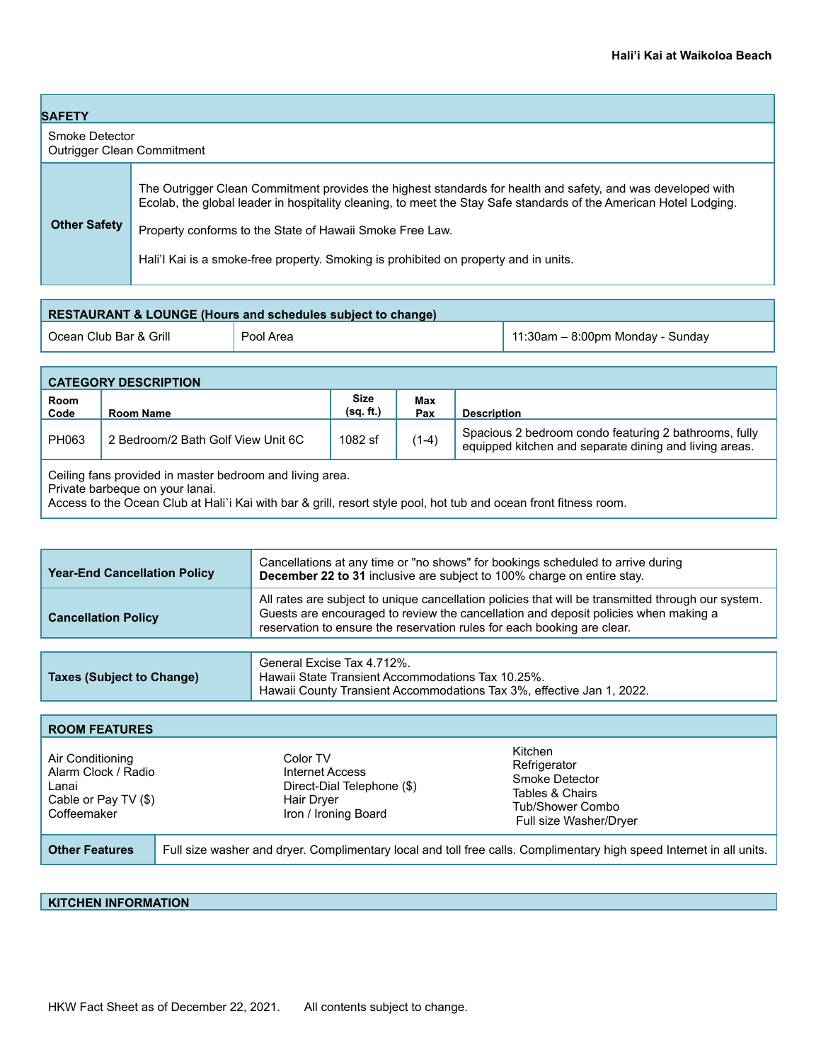## SAFETY

Smoke Detector
Outrigger Clean Commitment

| | |
|---|---|
| **Other Safety** | The Outrigger Clean Commitment provides the highest standards for health and safety, and was developed with Ecolab, the global leader in hospitality cleaning, to meet the Stay Safe standards of the American Hotel Lodging.<br><br>Property conforms to the State of Hawaii Smoke Free Law.<br><br>Hali'I Kai is a smoke-free property. Smoking is prohibited on property and in units. |

## RESTAURANT & LOUNGE (Hours and schedules subject to change)

| | | |
|---|---|---|
| Ocean Club Bar & Grill | Pool Area | 11:30am – 8:00pm Monday - Sunday |

## CATEGORY DESCRIPTION

| Room Code | Room Name | Size (sq. ft.) | Max Pax | Description |
|---|---|---|---|---|
| PH063 | 2 Bedroom/2 Bath Golf View Unit 6C | 1082 sf | (1-4) | Spacious 2 bedroom condo featuring 2 bathrooms, fully equipped kitchen and separate dining and living areas. |

Ceiling fans provided in master bedroom and living area.
Private barbeque on your lanai.
Access to the Ocean Club at Hali`i Kai with bar & grill, resort style pool, hot tub and ocean front fitness room.

| | |
|---|---|
| **Year-End Cancellation Policy** | Cancellations at any time or "no shows" for bookings scheduled to arrive during **December 22 to 31** inclusive are subject to 100% charge on entire stay. |
| **Cancellation Policy** | All rates are subject to unique cancellation policies that will be transmitted through our system. Guests are encouraged to review the cancellation and deposit policies when making a reservation to ensure the reservation rules for each booking are clear. |

| | |
|---|---|
| **Taxes (Subject to Change)** | General Excise Tax 4.712%.<br>Hawaii State Transient Accommodations Tax 10.25%.<br>Hawaii County Transient Accommodations Tax 3%, effective Jan 1, 2022. |

## ROOM FEATURES

| | | |
|---|---|---|
| Air Conditioning<br>Alarm Clock / Radio<br>Lanai<br>Cable or Pay TV ($)<br>Coffeemaker | Color TV<br>Internet Access<br>Direct-Dial Telephone ($)<br>Hair Dryer<br>Iron / Ironing Board | Kitchen<br>Refrigerator<br>Smoke Detector<br>Tables & Chairs<br>Tub/Shower Combo<br>Full size Washer/Dryer |

| | |
|---|---|
| **Other Features** | Full size washer and dryer. Complimentary local and toll free calls. Complimentary high speed Internet in all units. |

## KITCHEN INFORMATION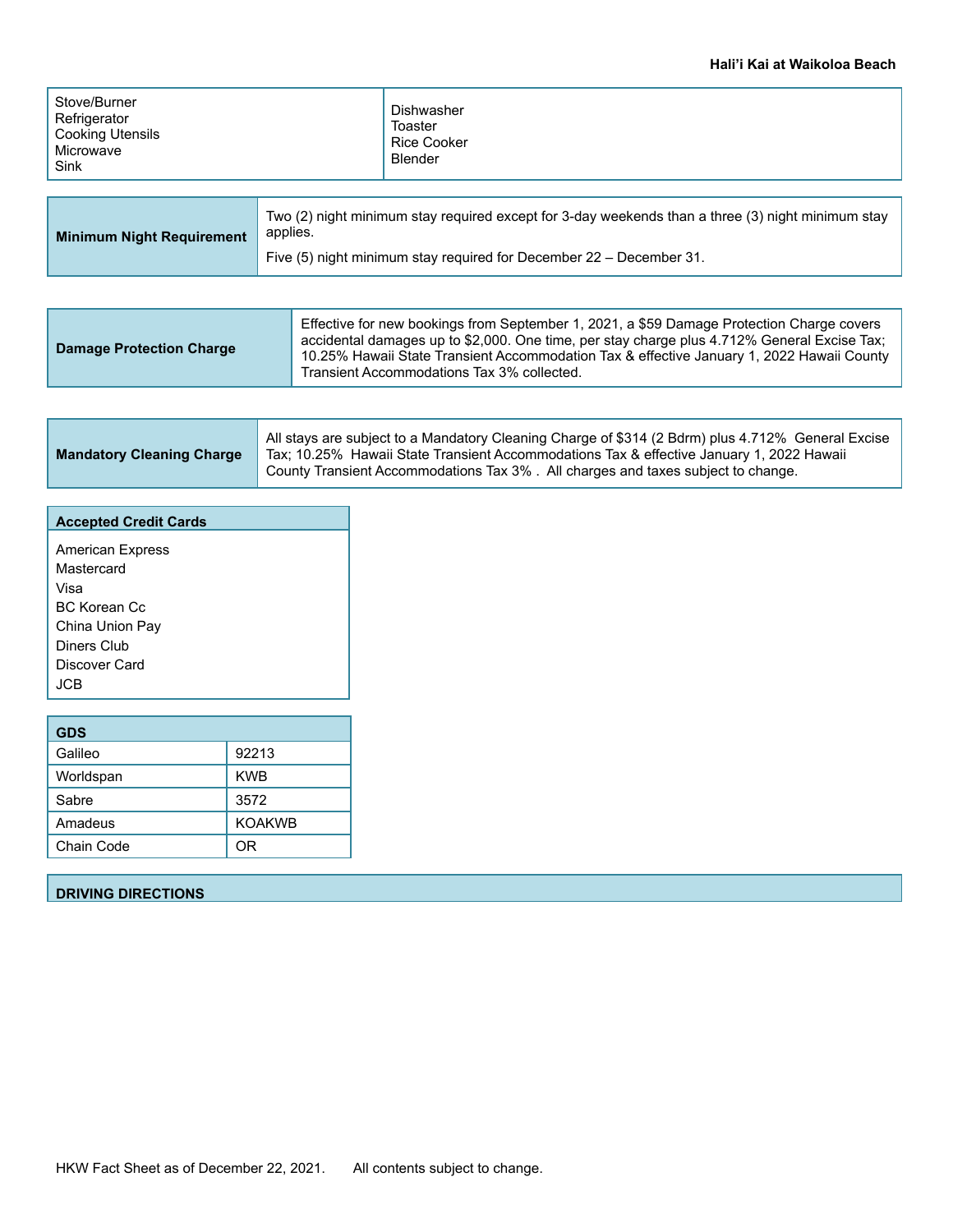| | |
|---|---|
| Stove/Burner<br>Refrigerator<br>Cooking Utensils<br>Microwave<br>Sink | Dishwasher<br>Toaster<br>Rice Cooker<br>Blender |

| | |
|---|---|
| **Minimum Night Requirement** | Two (2) night minimum stay required except for 3-day weekends than a three (3) night minimum stay applies.<br><br>Five (5) night minimum stay required for December 22 – December 31. |

| | |
|---|---|
| **Damage Protection Charge** | Effective for new bookings from September 1, 2021, a $59 Damage Protection Charge covers accidental damages up to $2,000. One time, per stay charge plus 4.712% General Excise Tax; 10.25% Hawaii State Transient Accommodation Tax & effective January 1, 2022 Hawaii County Transient Accommodations Tax 3% collected. |

| | |
|---|---|
| **Mandatory Cleaning Charge** | All stays are subject to a Mandatory Cleaning Charge of $314 (2 Bdrm) plus 4.712% General Excise Tax; 10.25% Hawaii State Transient Accommodations Tax & effective January 1, 2022 Hawaii County Transient Accommodations Tax 3% . All charges and taxes subject to change. |

| **Accepted Credit Cards** |
|---|
| American Express<br>Mastercard<br>Visa<br>BC Korean Cc<br>China Union Pay<br>Diners Club<br>Discover Card<br>JCB |

| **GDS** | |
|---|---|
| Galileo | 92213 |
| Worldspan | KWB |
| Sabre | 3572 |
| Amadeus | KOAKWB |
| Chain Code | OR |

## DRIVING DIRECTIONS

HKW Fact Sheet as of December 22, 2021. All contents subject to change.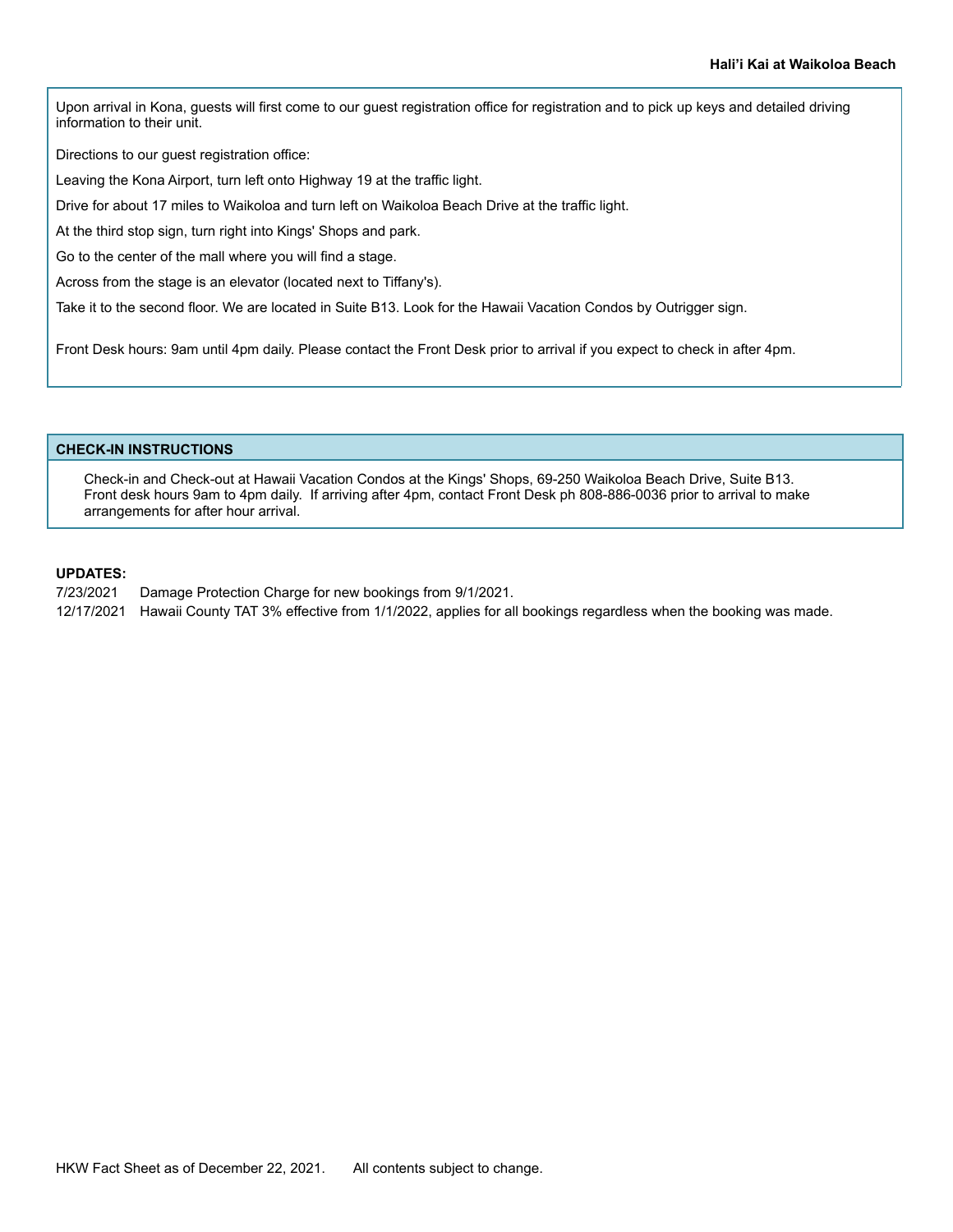Upon arrival in Kona, guests will first come to our guest registration office for registration and to pick up keys and detailed driving information to their unit.

Directions to our guest registration office:

Leaving the Kona Airport, turn left onto Highway 19 at the traffic light.

Drive for about 17 miles to Waikoloa and turn left on Waikoloa Beach Drive at the traffic light.

At the third stop sign, turn right into Kings' Shops and park.

Go to the center of the mall where you will find a stage.

Across from the stage is an elevator (located next to Tiffany's).

Take it to the second floor. We are located in Suite B13. Look for the Hawaii Vacation Condos by Outrigger sign.

Front Desk hours: 9am until 4pm daily. Please contact the Front Desk prior to arrival if you expect to check in after 4pm.

## CHECK-IN INSTRUCTIONS

Check-in and Check-out at Hawaii Vacation Condos at the Kings' Shops, 69-250 Waikoloa Beach Drive, Suite B13. Front desk hours 9am to 4pm daily. If arriving after 4pm, contact Front Desk ph 808-886-0036 prior to arrival to make arrangements for after hour arrival.

**UPDATES:**

| | |
|---|---|
| 7/23/2021 | Damage Protection Charge for new bookings from 9/1/2021. |
| 12/17/2021 | Hawaii County TAT 3% effective from 1/1/2022, applies for all bookings regardless when the booking was made. |

HKW Fact Sheet as of December 22, 2021. All contents subject to change.